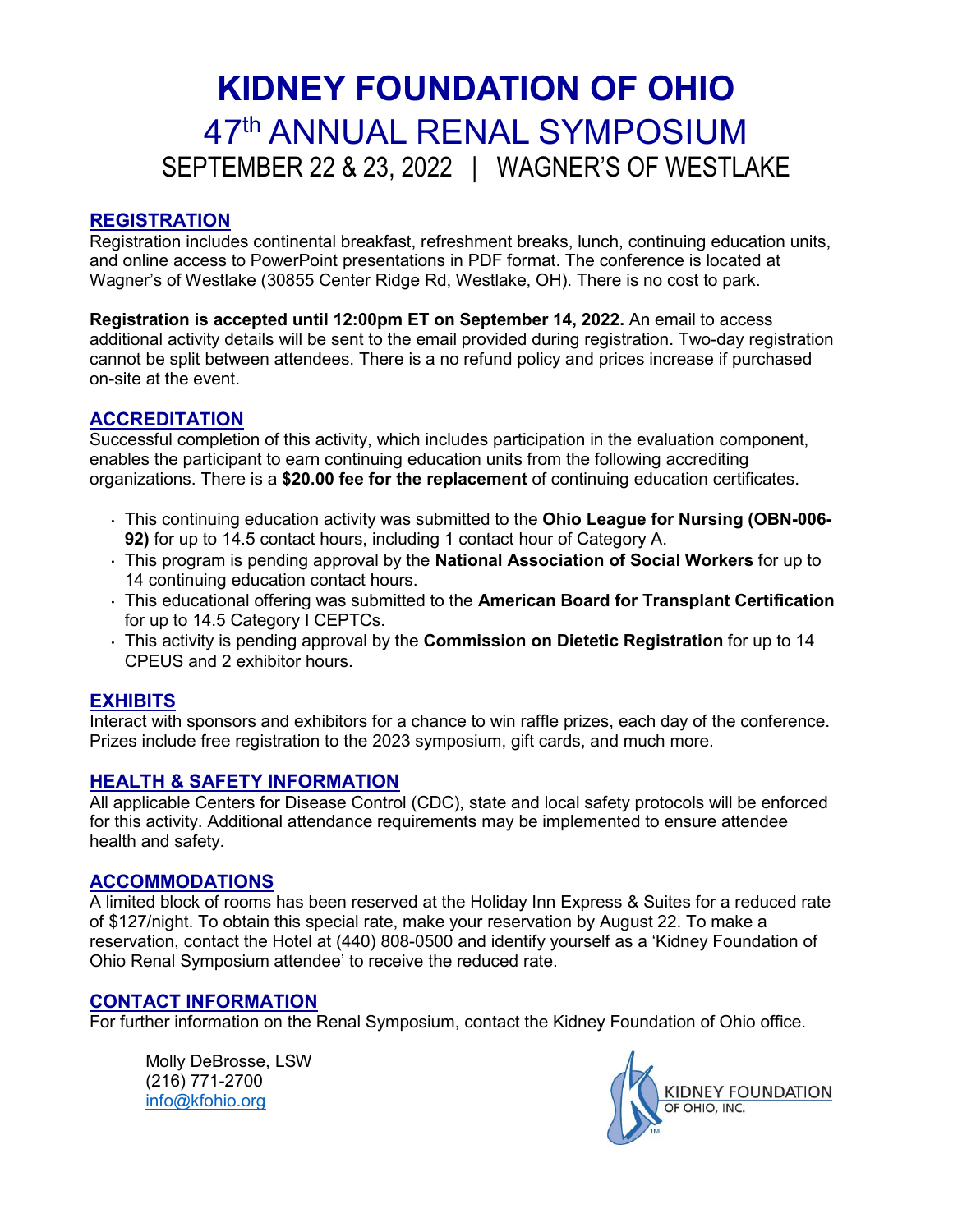# KIDNEY FOUNDATION OF OHIO

## 47th ANNUAL RENAL SYMPOSIUM

SEPTEMBER 22 & 23, 2022 | WAGNER'S OF WESTLAKE

### REGISTRATION

Registration includes continental breakfast, refreshment breaks, lunch, continuing education units, and online access to PowerPoint presentations in PDF format. The conference is located at Wagner's of Westlake (30855 Center Ridge Rd, Westlake, OH). There is no cost to park.

**Registration is accepted until 12:00pm ET on September 14, 2022.** An email to access additional activity details will be sent to the email provided during registration. Two-day registration cannot be split between attendees. There is a no refund policy and prices increase if purchased on-site at the event.

### ACCREDITATION

Successful completion of this activity, which includes participation in the evaluation component, enables the participant to earn continuing education units from the following accrediting organizations. There is a **$20.00 fee for the replacement** of continuing education certificates.

- This continuing education activity was submitted to the **Ohio League for Nursing (OBN-006-92)** for up to 14.5 contact hours, including 1 contact hour of Category A.
- This program is pending approval by the **National Association of Social Workers** for up to 14 continuing education contact hours.
- This educational offering was submitted to the **American Board for Transplant Certification** for up to 14.5 Category I CEPTCs.
- This activity is pending approval by the **Commission on Dietetic Registration** for up to 14 CPEUS and 2 exhibitor hours.

### EXHIBITS

Interact with sponsors and exhibitors for a chance to win raffle prizes, each day of the conference. Prizes include free registration to the 2023 symposium, gift cards, and much more.

### HEALTH & SAFETY INFORMATION

All applicable Centers for Disease Control (CDC), state and local safety protocols will be enforced for this activity. Additional attendance requirements may be implemented to ensure attendee health and safety.

### ACCOMMODATIONS

A limited block of rooms has been reserved at the Holiday Inn Express & Suites for a reduced rate of $127/night. To obtain this special rate, make your reservation by August 22. To make a reservation, contact the Hotel at (440) 808-0500 and identify yourself as a 'Kidney Foundation of Ohio Renal Symposium attendee' to receive the reduced rate.

### CONTACT INFORMATION

For further information on the Renal Symposium, contact the Kidney Foundation of Ohio office.

Molly DeBrosse, LSW
(216) 771-2700
info@kfohio.org

KIDNEY FOUNDATION OF OHIO, INC.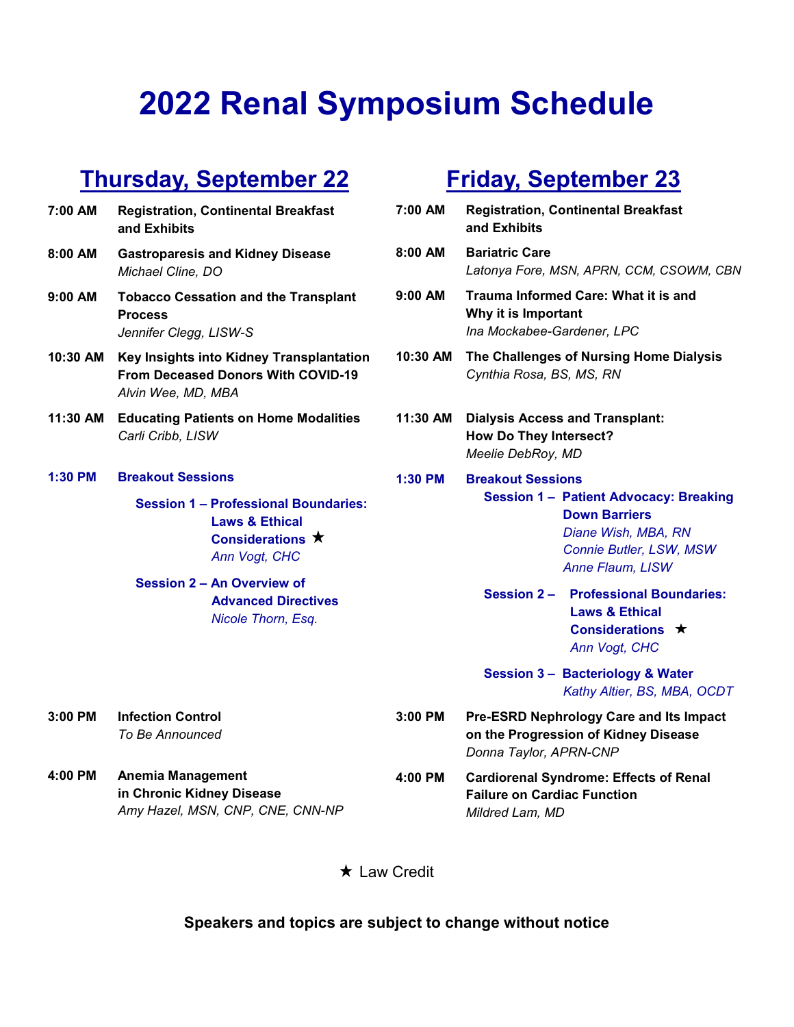# 2022 Renal Symposium Schedule

## Thursday, September 22

**7:00 AM** **Registration, Continental Breakfast and Exhibits**

**8:00 AM** **Gastroparesis and Kidney Disease**
*Michael Cline, DO*

**9:00 AM** **Tobacco Cessation and the Transplant Process**
*Jennifer Clegg, LISW-S*

**10:30 AM** **Key Insights into Kidney Transplantation From Deceased Donors With COVID-19**
*Alvin Wee, MD, MBA*

**11:30 AM** **Educating Patients on Home Modalities**
*Carli Cribb, LISW*

**1:30 PM** **Breakout Sessions**

- **Session 1 – Professional Boundaries: Laws & Ethical Considerations** ★
  *Ann Vogt, CHC*
- **Session 2 – An Overview of Advanced Directives**
  *Nicole Thorn, Esq.*

**3:00 PM** **Infection Control**
*To Be Announced*

**4:00 PM** **Anemia Management in Chronic Kidney Disease**
*Amy Hazel, MSN, CNP, CNE, CNN-NP*

## Friday, September 23

**7:00 AM** **Registration, Continental Breakfast and Exhibits**

**8:00 AM** **Bariatric Care**
*Latonya Fore, MSN, APRN, CCM, CSOWM, CBN*

**9:00 AM** **Trauma Informed Care: What it is and Why it is Important**
*Ina Mockabee-Gardener, LPC*

**10:30 AM** **The Challenges of Nursing Home Dialysis**
*Cynthia Rosa, BS, MS, RN*

**11:30 AM** **Dialysis Access and Transplant: How Do They Intersect?**
*Meelie DebRoy, MD*

**1:30 PM** **Breakout Sessions**

- **Session 1 – Patient Advocacy: Breaking Down Barriers**
  *Diane Wish, MBA, RN*
  *Connie Butler, LSW, MSW*
  *Anne Flaum, LISW*
- **Session 2 – Professional Boundaries: Laws & Ethical Considerations** ★
  *Ann Vogt, CHC*
- **Session 3 – Bacteriology & Water**
  *Kathy Altier, BS, MBA, OCDT*

**3:00 PM** **Pre-ESRD Nephrology Care and Its Impact on the Progression of Kidney Disease**
*Donna Taylor, APRN-CNP*

**4:00 PM** **Cardiorenal Syndrome: Effects of Renal Failure on Cardiac Function**
*Mildred Lam, MD*

★ Law Credit

**Speakers and topics are subject to change without notice**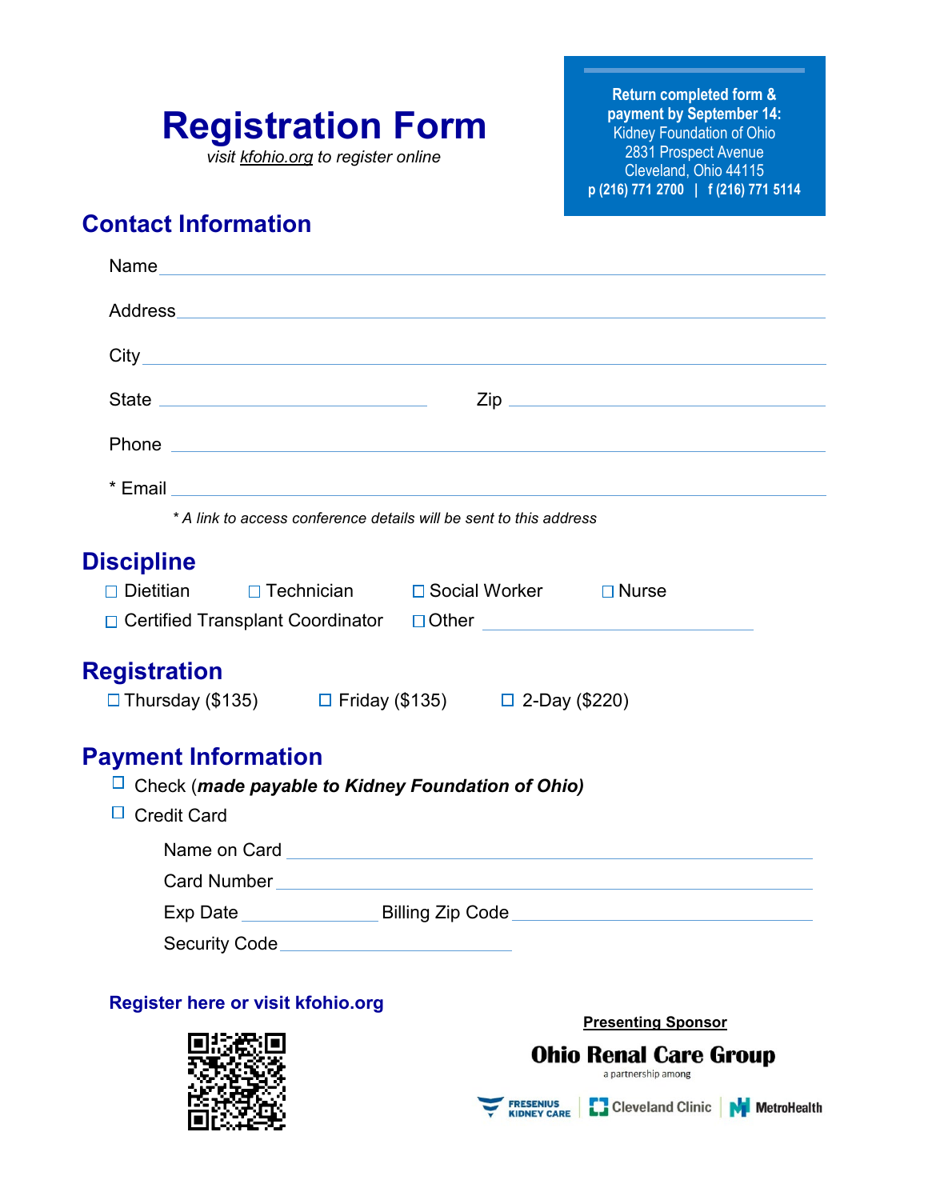# Registration Form

*visit kfohio.org to register online*

**Return completed form & payment by September 14:**
Kidney Foundation of Ohio
2831 Prospect Avenue
Cleveland, Ohio 44115
**p (216) 771 2700 | f (216) 771 5114**

## Contact Information

Name ______________________________

Address ______________________________

City ______________________________

State ______________ Zip ______________

Phone ______________________________

\* Email ______________________________

*\* A link to access conference details will be sent to this address*

## Discipline

- ☐ Dietitian
- ☐ Technician
- ☐ Social Worker
- ☐ Nurse
- ☐ Certified Transplant Coordinator
- ☐ Other ______________

## Registration

- ☐ Thursday ($135)
- ☐ Friday ($135)
- ☐ 2-Day ($220)

## Payment Information

- ☐ Check (***made payable to Kidney Foundation of Ohio)***
- ☐ Credit Card

Name on Card ______________________________

Card Number ______________________________

Exp Date ______________ Billing Zip Code ______________

Security Code ______________

**Register here or visit kfohio.org**

**Presenting Sponsor**

**Ohio Renal Care Group**

a partnership among

Fresenius Kidney Care | Cleveland Clinic | MetroHealth